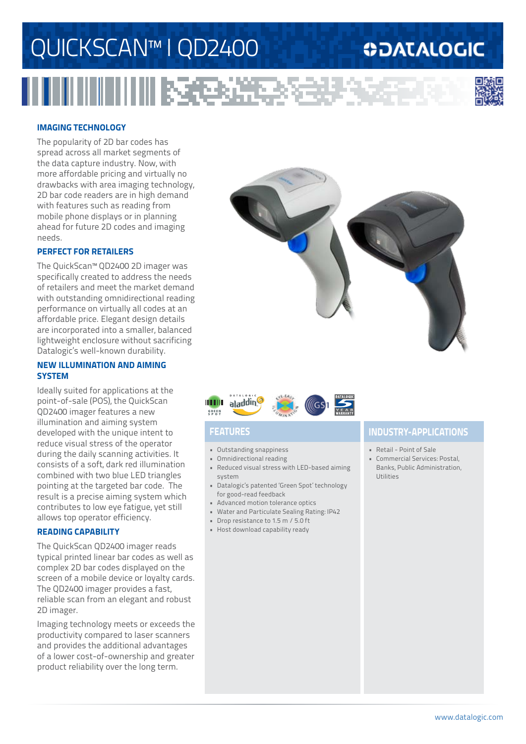# QUICKSCAN™ I QD2400

DATALOGIC

## IMAGING TECHNOLOGY

The popularity of 2D bar codes has spread across all market segments of the data capture industry. Now, with more affordable pricing and virtually no drawbacks with area imaging technology, 2D bar code readers are in high demand with features such as reading from mobile phone displays or in planning ahead for future 2D codes and imaging needs.

## PERFECT FOR RETAILERS

The QuickScan™ QD2400 2D imager was specifically created to address the needs of retailers and meet the market demand with outstanding omnidirectional reading performance on virtually all codes at an affordable price. Elegant design details are incorporated into a smaller, balanced lightweight enclosure without sacrificing Datalogic's well-known durability.

## NEW ILLUMINATION AND AIMING SYSTEM

Ideally suited for applications at the point-of-sale (POS), the QuickScan QD2400 imager features a new illumination and aiming system developed with the unique intent to reduce visual stress of the operator during the daily scanning activities. It consists of a soft, dark red illumination combined with two blue LED triangles pointing at the targeted bar code. The result is a precise aiming system which contributes to low eye fatigue, yet still allows top operator efficiency.

## READING CAPABILITY

The QuickScan QD2400 imager reads typical printed linear bar codes as well as complex 2D bar codes displayed on the screen of a mobile device or loyalty cards. The QD2400 imager provides a fast, reliable scan from an elegant and robust 2D imager.

Imaging technology meets or exceeds the productivity compared to laser scanners and provides the additional advantages of a lower cost-of-ownership and greater product reliability over the long term.

## FEATURES

- Outstanding snappiness
- Omnidirectional reading
- Reduced visual stress with LED-based aiming system
- Datalogic's patented 'Green Spot' technology for good-read feedback
- Advanced motion tolerance optics
- Water and Particulate Sealing Rating: IP42
- Drop resistance to 1.5 m / 5.0 ft
- Host download capability ready

## INDUSTRY-APPLICATIONS

- Retail - Point of Sale
- Commercial Services: Postal, Banks, Public Administration, Utilities

www.datalogic.com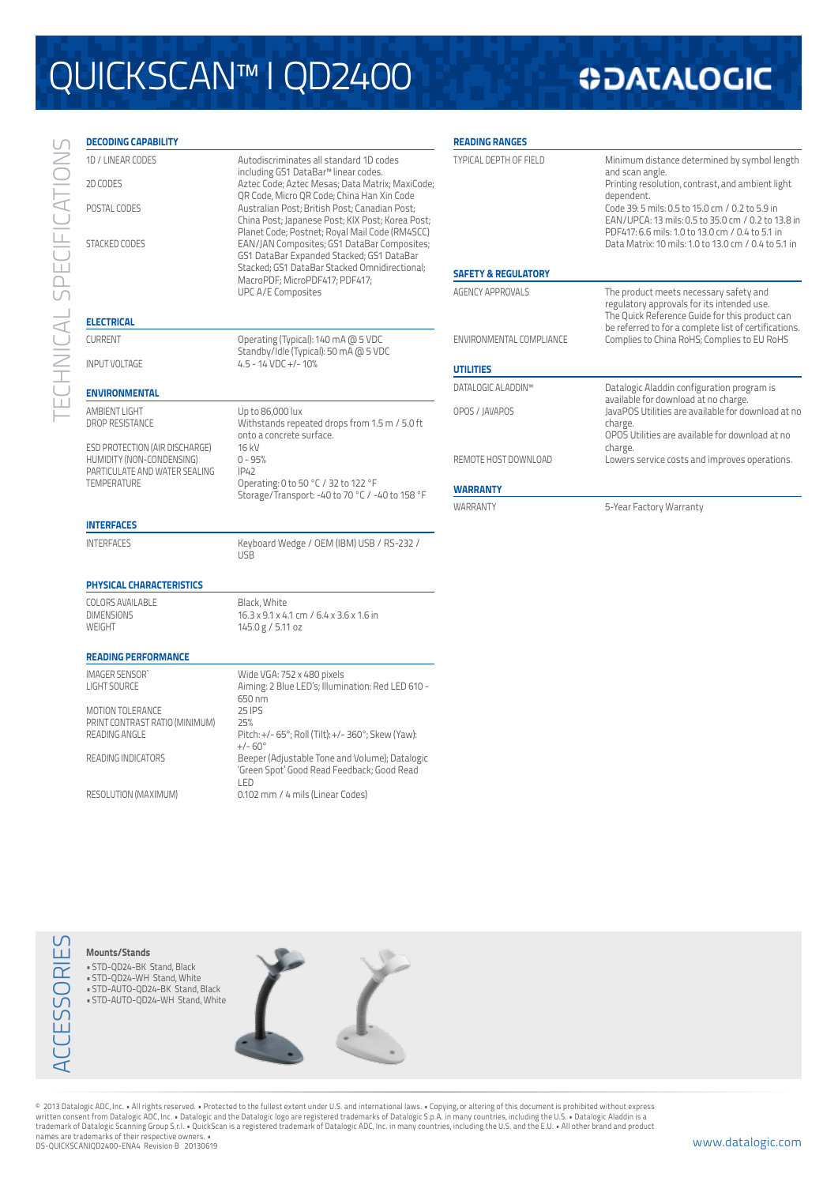# QUICKSCAN™ I QD2400

DATALOGIC

## TECHNICAL SPECIFICATIONS

### DECODING CAPABILITY

| | |
|---|---|
| 1D / LINEAR CODES | Autodiscriminates all standard 1D codes including GS1 DataBar™ linear codes. |
| 2D CODES | Aztec Code; Aztec Mesas; Data Matrix; MaxiCode; QR Code, Micro QR Code; China Han Xin Code |
| POSTAL CODES | Australian Post; British Post; Canadian Post; China Post; Japanese Post; KIX Post; Korea Post; Planet Code; Postnet; Royal Mail Code (RM4SCC) |
| STACKED CODES | EAN/JAN Composites; GS1 DataBar Composites; GS1 DataBar Expanded Stacked; GS1 DataBar Stacked; GS1 DataBar Stacked Omnidirectional; MacroPDF; MicroPDF417; PDF417; UPC A/E Composites |

### ELECTRICAL

| | |
|---|---|
| CURRENT | Operating (Typical): 140 mA @ 5 VDC<br>Standby/Idle (Typical): 50 mA @ 5 VDC |
| INPUT VOLTAGE | 4.5 - 14 VDC +/- 10% |

### ENVIRONMENTAL

| | |
|---|---|
| AMBIENT LIGHT | Up to 86,000 lux |
| DROP RESISTANCE | Withstands repeated drops from 1.5 m / 5.0 ft onto a concrete surface. |
| ESD PROTECTION (AIR DISCHARGE) | 16 kV |
| HUMIDITY (NON-CONDENSING) | 0 - 95% |
| PARTICULATE AND WATER SEALING | IP42 |
| TEMPERATURE | Operating: 0 to 50 °C / 32 to 122 °F<br>Storage/Transport: -40 to 70 °C / -40 to 158 °F |

### INTERFACES

| | |
|---|---|
| INTERFACES | Keyboard Wedge / OEM (IBM) USB / RS-232 / USB |

### PHYSICAL CHARACTERISTICS

| | |
|---|---|
| COLORS AVAILABLE | Black, White |
| DIMENSIONS | 16.3 x 9.1 x 4.1 cm / 6.4 x 3.6 x 1.6 in |
| WEIGHT | 145.0 g / 5.11 oz |

### READING PERFORMANCE

| | |
|---|---|
| IMAGER SENSOR` | Wide VGA: 752 x 480 pixels |
| LIGHT SOURCE | Aiming: 2 Blue LED's; Illumination: Red LED 610 - 650 nm |
| MOTION TOLERANCE | 25 IPS |
| PRINT CONTRAST RATIO (MINIMUM) | 25% |
| READING ANGLE | Pitch: +/- 65°; Roll (Tilt): +/- 360°; Skew (Yaw): +/- 60° |
| READING INDICATORS | Beeper (Adjustable Tone and Volume); Datalogic 'Green Spot' Good Read Feedback; Good Read LED |
| RESOLUTION (MAXIMUM) | 0.102 mm / 4 mils (Linear Codes) |

### READING RANGES

| | |
|---|---|
| TYPICAL DEPTH OF FIELD | Minimum distance determined by symbol length and scan angle.<br>Printing resolution, contrast, and ambient light dependent.<br>Code 39: 5 mils: 0.5 to 15.0 cm / 0.2 to 5.9 in<br>EAN/UPCA: 13 mils: 0.5 to 35.0 cm / 0.2 to 13.8 in<br>PDF417: 6.6 mils: 1.0 to 13.0 cm / 0.4 to 5.1 in<br>Data Matrix: 10 mils: 1.0 to 13.0 cm / 0.4 to 5.1 in |

### SAFETY & REGULATORY

| | |
|---|---|
| AGENCY APPROVALS | The product meets necessary safety and regulatory approvals for its intended use.<br>The Quick Reference Guide for this product can be referred to for a complete list of certifications. |
| ENVIRONMENTAL COMPLIANCE | Complies to China RoHS; Complies to EU RoHS |

### UTILITIES

| | |
|---|---|
| DATALOGIC ALADDIN™ | Datalogic Aladdin configuration program is available for download at no charge. |
| OPOS / JAVAPOS | JavaPOS Utilities are available for download at no charge.<br>OPOS Utilities are available for download at no charge. |
| REMOTE HOST DOWNLOAD | Lowers service costs and improves operations. |

### WARRANTY

| | |
|---|---|
| WARRANTY | 5-Year Factory Warranty |

## ACCESSORIES

**Mounts/Stands**

- STD-QD24-BK Stand, Black
- STD-QD24-WH Stand, White
- STD-AUTO-QD24-BK Stand, Black
- STD-AUTO-QD24-WH Stand, White

© 2013 Datalogic ADC, Inc. • All rights reserved. • Protected to the fullest extent under U.S. and international laws. • Copying, or altering of this document is prohibited without express written consent from Datalogic ADC, Inc. • Datalogic and the Datalogic logo are registered trademarks of Datalogic S.p.A. in many countries, including the U.S. • Datalogic Aladdin is a trademark of Datalogic Scanning Group S.r.l. • QuickScan is a registered trademark of Datalogic ADC, Inc. in many countries, including the U.S. and the E.U. • All other brand and product names are trademarks of their respective owners. •
DS-QUICKSCANIQD2400-ENA4 Revision B 20130619

www.datalogic.com